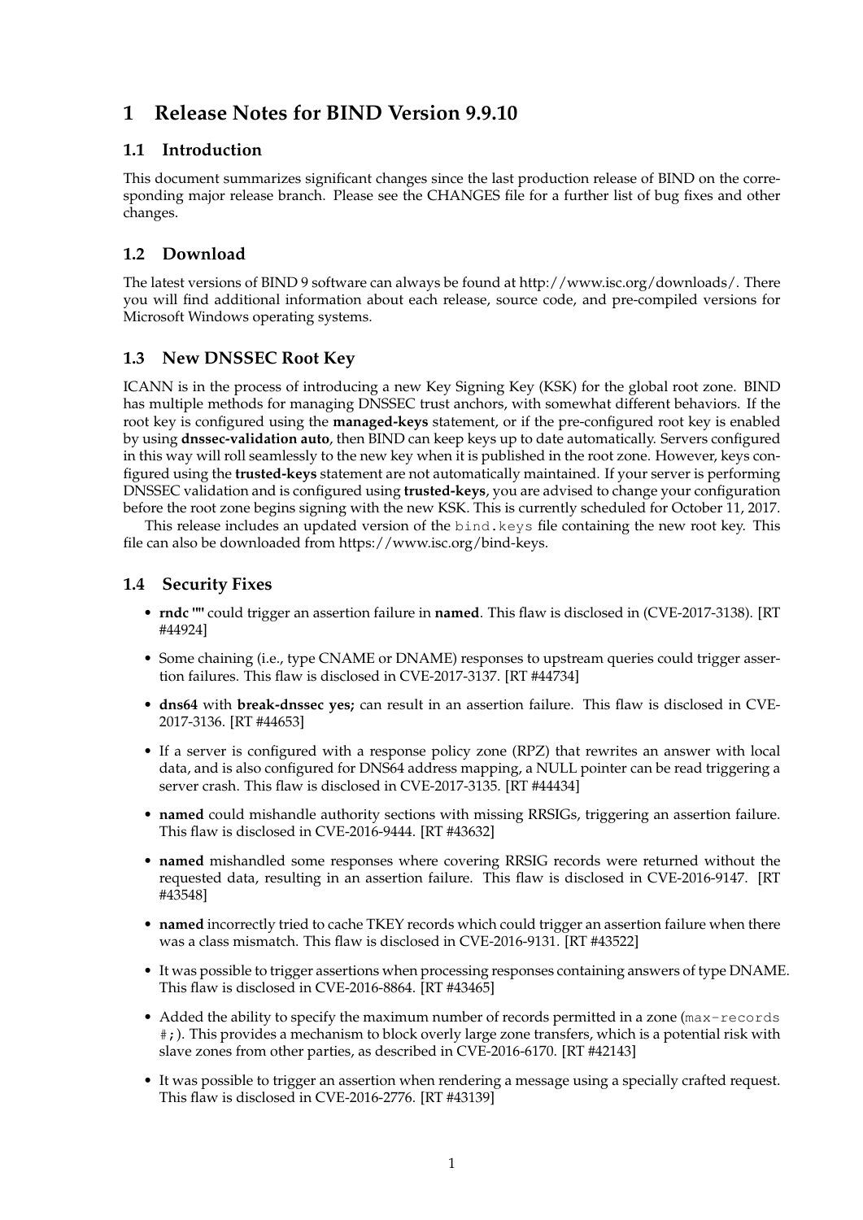# 1 Release Notes for BIND Version 9.9.10

## 1.1 Introduction

This document summarizes significant changes since the last production release of BIND on the corresponding major release branch. Please see the CHANGES file for a further list of bug fixes and other changes.

## 1.2 Download

The latest versions of BIND 9 software can always be found at http://www.isc.org/downloads/. There you will find additional information about each release, source code, and pre-compiled versions for Microsoft Windows operating systems.

## 1.3 New DNSSEC Root Key

ICANN is in the process of introducing a new Key Signing Key (KSK) for the global root zone. BIND has multiple methods for managing DNSSEC trust anchors, with somewhat different behaviors. If the root key is configured using the **managed-keys** statement, or if the pre-configured root key is enabled by using **dnssec-validation auto**, then BIND can keep keys up to date automatically. Servers configured in this way will roll seamlessly to the new key when it is published in the root zone. However, keys configured using the **trusted-keys** statement are not automatically maintained. If your server is performing DNSSEC validation and is configured using **trusted-keys**, you are advised to change your configuration before the root zone begins signing with the new KSK. This is currently scheduled for October 11, 2017.

This release includes an updated version of the `bind.keys` file containing the new root key. This file can also be downloaded from https://www.isc.org/bind-keys.

## 1.4 Security Fixes

- **rndc ""** could trigger an assertion failure in **named**. This flaw is disclosed in (CVE-2017-3138). [RT #44924]
- Some chaining (i.e., type CNAME or DNAME) responses to upstream queries could trigger assertion failures. This flaw is disclosed in CVE-2017-3137. [RT #44734]
- **dns64** with **break-dnssec yes;** can result in an assertion failure. This flaw is disclosed in CVE-2017-3136. [RT #44653]
- If a server is configured with a response policy zone (RPZ) that rewrites an answer with local data, and is also configured for DNS64 address mapping, a NULL pointer can be read triggering a server crash. This flaw is disclosed in CVE-2017-3135. [RT #44434]
- **named** could mishandle authority sections with missing RRSIGs, triggering an assertion failure. This flaw is disclosed in CVE-2016-9444. [RT #43632]
- **named** mishandled some responses where covering RRSIG records were returned without the requested data, resulting in an assertion failure. This flaw is disclosed in CVE-2016-9147. [RT #43548]
- **named** incorrectly tried to cache TKEY records which could trigger an assertion failure when there was a class mismatch. This flaw is disclosed in CVE-2016-9131. [RT #43522]
- It was possible to trigger assertions when processing responses containing answers of type DNAME. This flaw is disclosed in CVE-2016-8864. [RT #43465]
- Added the ability to specify the maximum number of records permitted in a zone (`max-records #;`). This provides a mechanism to block overly large zone transfers, which is a potential risk with slave zones from other parties, as described in CVE-2016-6170. [RT #42143]
- It was possible to trigger an assertion when rendering a message using a specially crafted request. This flaw is disclosed in CVE-2016-2776. [RT #43139]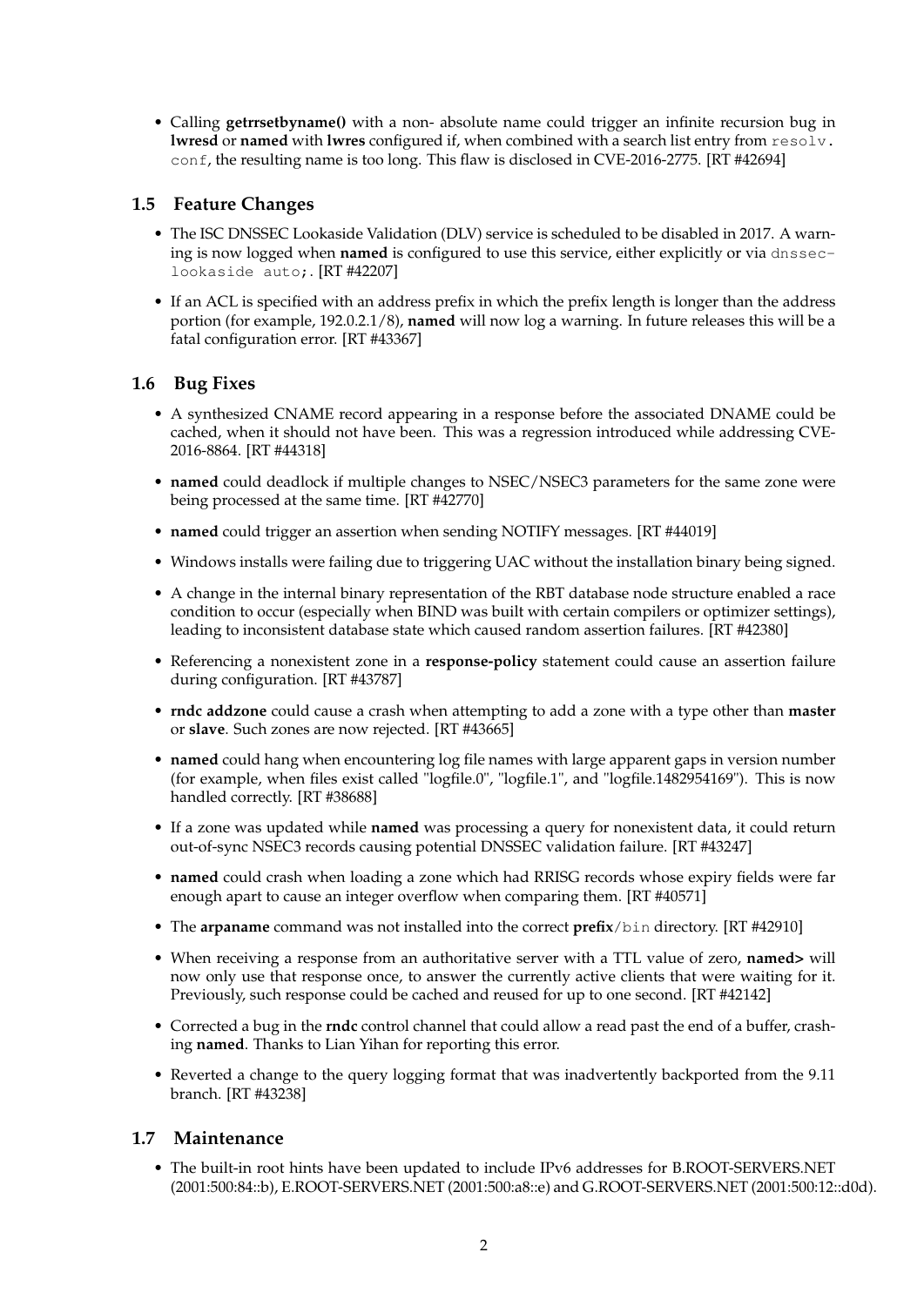- Calling **getrrsetbyname()** with a non- absolute name could trigger an infinite recursion bug in **lwresd** or **named** with **lwres** configured if, when combined with a search list entry from `resolv.conf`, the resulting name is too long. This flaw is disclosed in CVE-2016-2775. [RT #42694]

## 1.5 Feature Changes

- The ISC DNSSEC Lookaside Validation (DLV) service is scheduled to be disabled in 2017. A warning is now logged when **named** is configured to use this service, either explicitly or via `dnssec-lookaside auto;`. [RT #42207]
- If an ACL is specified with an address prefix in which the prefix length is longer than the address portion (for example, 192.0.2.1/8), **named** will now log a warning. In future releases this will be a fatal configuration error. [RT #43367]

## 1.6 Bug Fixes

- A synthesized CNAME record appearing in a response before the associated DNAME could be cached, when it should not have been. This was a regression introduced while addressing CVE-2016-8864. [RT #44318]
- **named** could deadlock if multiple changes to NSEC/NSEC3 parameters for the same zone were being processed at the same time. [RT #42770]
- **named** could trigger an assertion when sending NOTIFY messages. [RT #44019]
- Windows installs were failing due to triggering UAC without the installation binary being signed.
- A change in the internal binary representation of the RBT database node structure enabled a race condition to occur (especially when BIND was built with certain compilers or optimizer settings), leading to inconsistent database state which caused random assertion failures. [RT #42380]
- Referencing a nonexistent zone in a **response-policy** statement could cause an assertion failure during configuration. [RT #43787]
- **rndc addzone** could cause a crash when attempting to add a zone with a type other than **master** or **slave**. Such zones are now rejected. [RT #43665]
- **named** could hang when encountering log file names with large apparent gaps in version number (for example, when files exist called "logfile.0", "logfile.1", and "logfile.1482954169"). This is now handled correctly. [RT #38688]
- If a zone was updated while **named** was processing a query for nonexistent data, it could return out-of-sync NSEC3 records causing potential DNSSEC validation failure. [RT #43247]
- **named** could crash when loading a zone which had RRISG records whose expiry fields were far enough apart to cause an integer overflow when comparing them. [RT #40571]
- The **arpaname** command was not installed into the correct **prefix**`/bin` directory. [RT #42910]
- When receiving a response from an authoritative server with a TTL value of zero, **named>** will now only use that response once, to answer the currently active clients that were waiting for it. Previously, such response could be cached and reused for up to one second. [RT #42142]
- Corrected a bug in the **rndc** control channel that could allow a read past the end of a buffer, crashing **named**. Thanks to Lian Yihan for reporting this error.
- Reverted a change to the query logging format that was inadvertently backported from the 9.11 branch. [RT #43238]

## 1.7 Maintenance

- The built-in root hints have been updated to include IPv6 addresses for B.ROOT-SERVERS.NET (2001:500:84::b), E.ROOT-SERVERS.NET (2001:500:a8::e) and G.ROOT-SERVERS.NET (2001:500:12::d0d).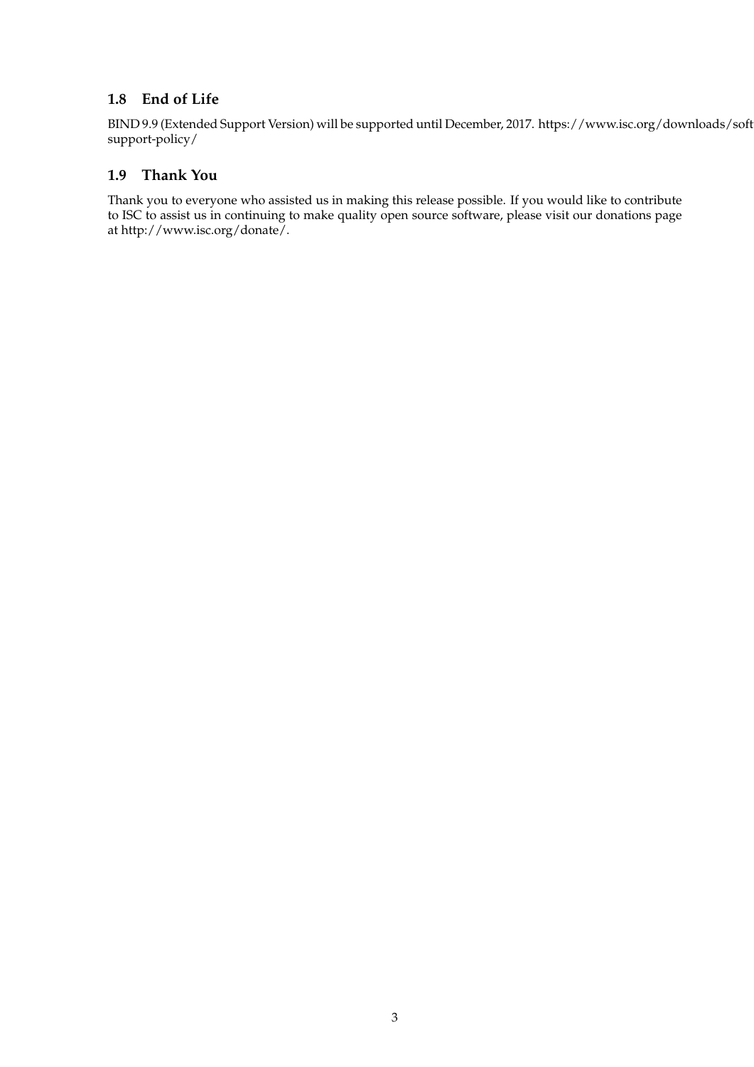## 1.8 End of Life

BIND 9.9 (Extended Support Version) will be supported until December, 2017. https://www.isc.org/downloads/soft support-policy/

## 1.9 Thank You

Thank you to everyone who assisted us in making this release possible. If you would like to contribute to ISC to assist us in continuing to make quality open source software, please visit our donations page at http://www.isc.org/donate/.